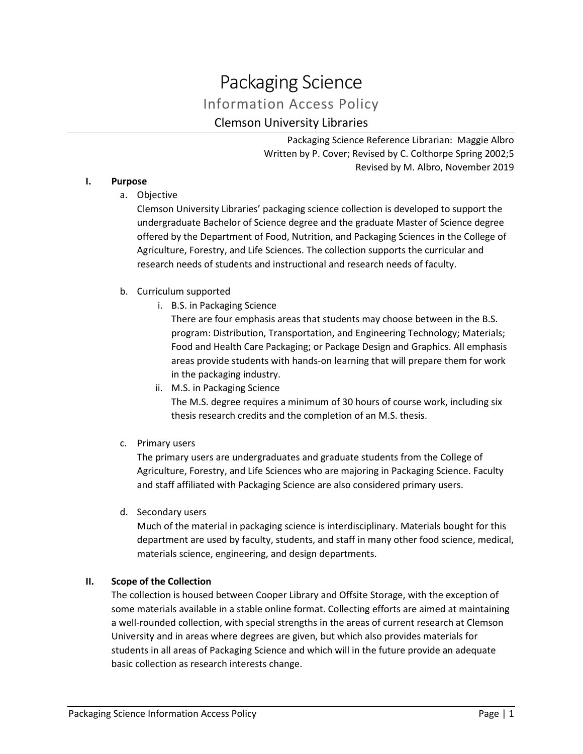# Packaging Science

## Information Access Policy

### Clemson University Libraries

Packaging Science Reference Librarian: Maggie Albro
Written by P. Cover; Revised by C. Colthorpe Spring 2002;5
Revised by M. Albro, November 2019

**I. Purpose**

a. Objective

Clemson University Libraries' packaging science collection is developed to support the undergraduate Bachelor of Science degree and the graduate Master of Science degree offered by the Department of Food, Nutrition, and Packaging Sciences in the College of Agriculture, Forestry, and Life Sciences. The collection supports the curricular and research needs of students and instructional and research needs of faculty.

b. Curriculum supported

i. B.S. in Packaging Science

There are four emphasis areas that students may choose between in the B.S. program: Distribution, Transportation, and Engineering Technology; Materials; Food and Health Care Packaging; or Package Design and Graphics. All emphasis areas provide students with hands-on learning that will prepare them for work in the packaging industry.

ii. M.S. in Packaging Science

The M.S. degree requires a minimum of 30 hours of course work, including six thesis research credits and the completion of an M.S. thesis.

c. Primary users

The primary users are undergraduates and graduate students from the College of Agriculture, Forestry, and Life Sciences who are majoring in Packaging Science. Faculty and staff affiliated with Packaging Science are also considered primary users.

d. Secondary users

Much of the material in packaging science is interdisciplinary. Materials bought for this department are used by faculty, students, and staff in many other food science, medical, materials science, engineering, and design departments.

**II. Scope of the Collection**

The collection is housed between Cooper Library and Offsite Storage, with the exception of some materials available in a stable online format. Collecting efforts are aimed at maintaining a well-rounded collection, with special strengths in the areas of current research at Clemson University and in areas where degrees are given, but which also provides materials for students in all areas of Packaging Science and which will in the future provide an adequate basic collection as research interests change.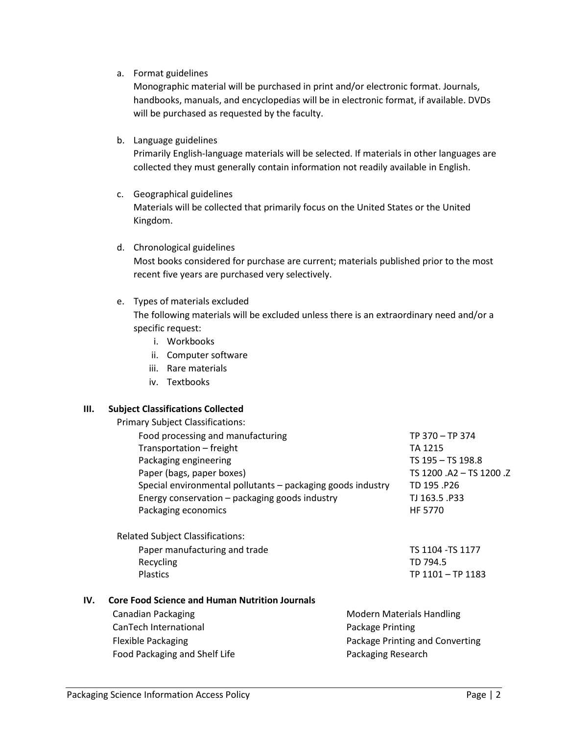a. Format guidelines

   Monographic material will be purchased in print and/or electronic format. Journals, handbooks, manuals, and encyclopedias will be in electronic format, if available. DVDs will be purchased as requested by the faculty.

b. Language guidelines

   Primarily English-language materials will be selected. If materials in other languages are collected they must generally contain information not readily available in English.

c. Geographical guidelines

   Materials will be collected that primarily focus on the United States or the United Kingdom.

d. Chronological guidelines

   Most books considered for purchase are current; materials published prior to the most recent five years are purchased very selectively.

e. Types of materials excluded

   The following materials will be excluded unless there is an extraordinary need and/or a specific request:

   i. Workbooks
   ii. Computer software
   iii. Rare materials
   iv. Textbooks

## III. Subject Classifications Collected

Primary Subject Classifications:

| Subject | Classification |
|---|---|
| Food processing and manufacturing | TP 370 – TP 374 |
| Transportation – freight | TA 1215 |
| Packaging engineering | TS 195 – TS 198.8 |
| Paper (bags, paper boxes) | TS 1200 .A2 – TS 1200 .Z |
| Special environmental pollutants – packaging goods industry | TD 195 .P26 |
| Energy conservation – packaging goods industry | TJ 163.5 .P33 |
| Packaging economics | HF 5770 |

Related Subject Classifications:

| Subject | Classification |
|---|---|
| Paper manufacturing and trade | TS 1104 -TS 1177 |
| Recycling | TD 794.5 |
| Plastics | TP 1101 – TP 1183 |

## IV. Core Food Science and Human Nutrition Journals

- Canadian Packaging
- CanTech International
- Flexible Packaging
- Food Packaging and Shelf Life
- Modern Materials Handling
- Package Printing
- Package Printing and Converting
- Packaging Research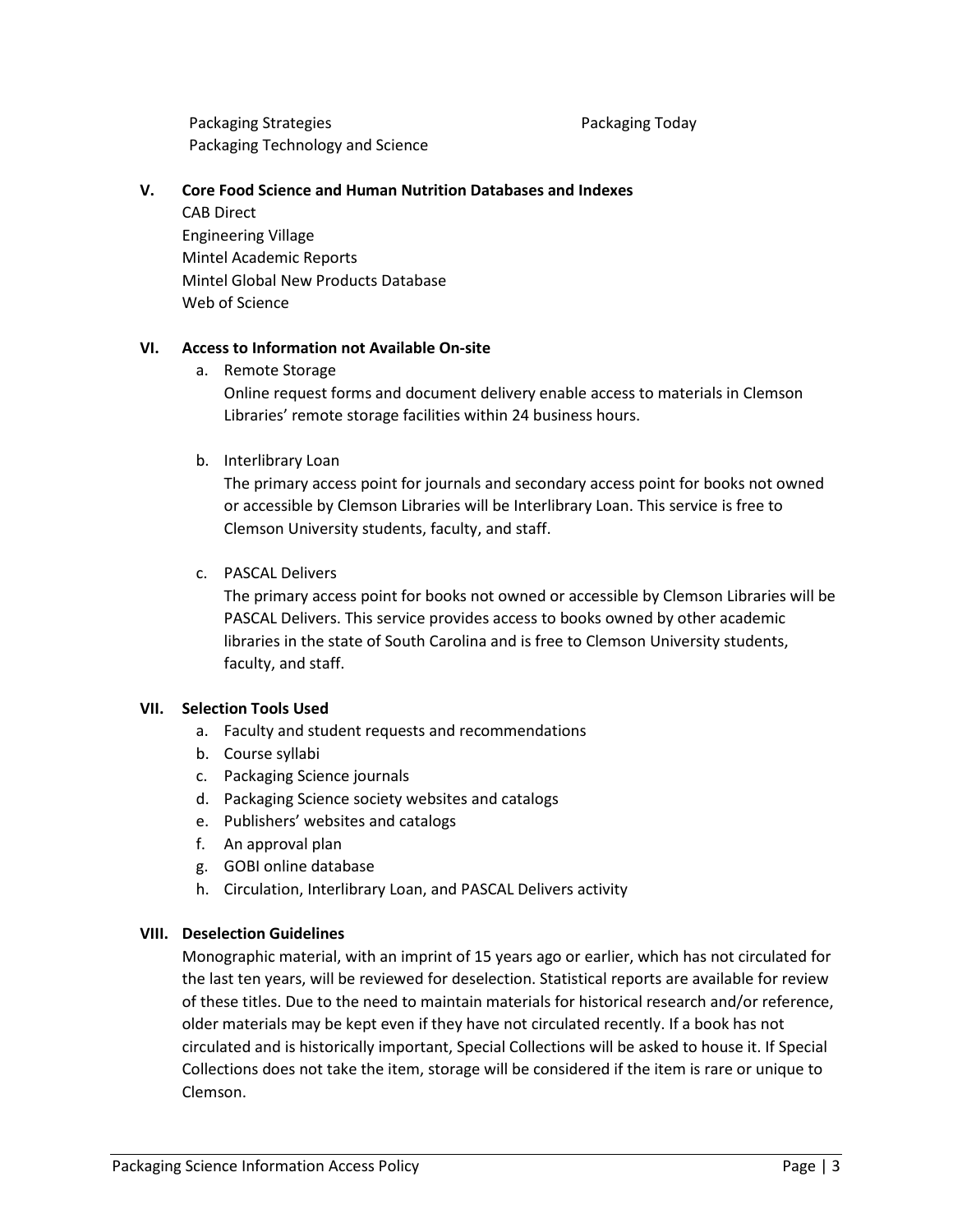- Packaging Strategies
- Packaging Today
- Packaging Technology and Science

## V. Core Food Science and Human Nutrition Databases and Indexes

CAB Direct
Engineering Village
Mintel Academic Reports
Mintel Global New Products Database
Web of Science

## VI. Access to Information not Available On-site

a. Remote Storage

Online request forms and document delivery enable access to materials in Clemson Libraries' remote storage facilities within 24 business hours.

b. Interlibrary Loan

The primary access point for journals and secondary access point for books not owned or accessible by Clemson Libraries will be Interlibrary Loan. This service is free to Clemson University students, faculty, and staff.

c. PASCAL Delivers

The primary access point for books not owned or accessible by Clemson Libraries will be PASCAL Delivers. This service provides access to books owned by other academic libraries in the state of South Carolina and is free to Clemson University students, faculty, and staff.

## VII. Selection Tools Used

a. Faculty and student requests and recommendations
b. Course syllabi
c. Packaging Science journals
d. Packaging Science society websites and catalogs
e. Publishers' websites and catalogs
f. An approval plan
g. GOBI online database
h. Circulation, Interlibrary Loan, and PASCAL Delivers activity

## VIII. Deselection Guidelines

Monographic material, with an imprint of 15 years ago or earlier, which has not circulated for the last ten years, will be reviewed for deselection. Statistical reports are available for review of these titles. Due to the need to maintain materials for historical research and/or reference, older materials may be kept even if they have not circulated recently. If a book has not circulated and is historically important, Special Collections will be asked to house it. If Special Collections does not take the item, storage will be considered if the item is rare or unique to Clemson.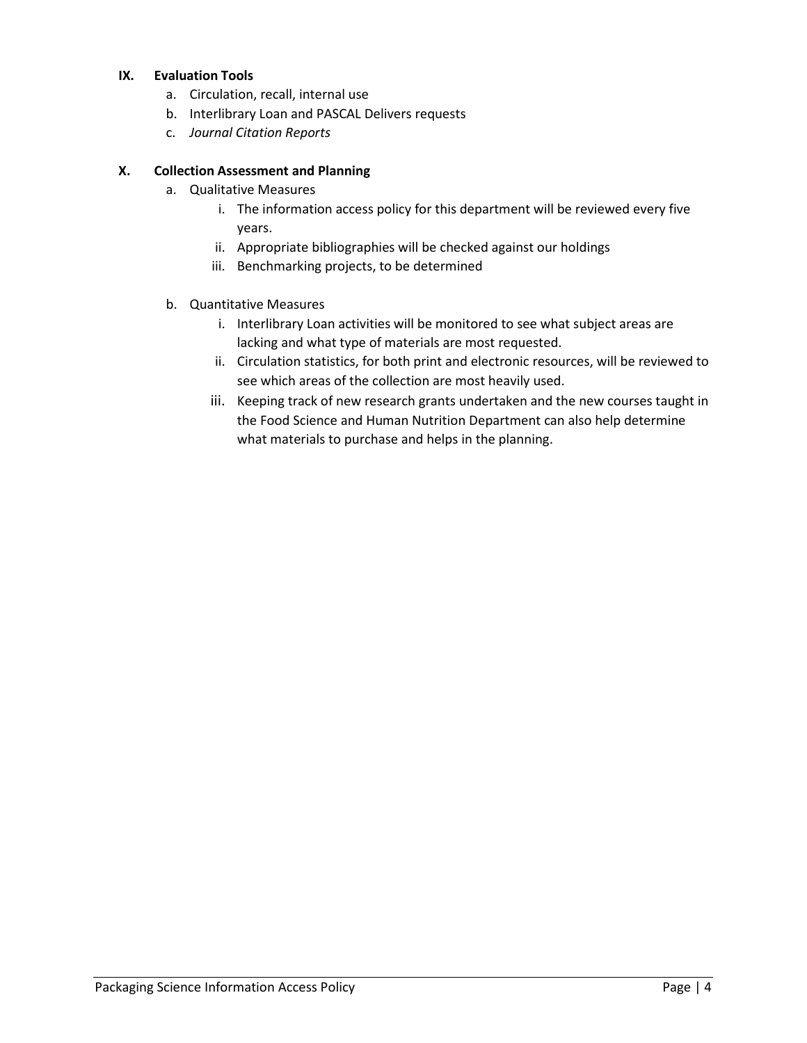## IX. Evaluation Tools

a. Circulation, recall, internal use
b. Interlibrary Loan and PASCAL Delivers requests
c. *Journal Citation Reports*

## X. Collection Assessment and Planning

a. Qualitative Measures
    i. The information access policy for this department will be reviewed every five years.
    ii. Appropriate bibliographies will be checked against our holdings
    iii. Benchmarking projects, to be determined

b. Quantitative Measures
    i. Interlibrary Loan activities will be monitored to see what subject areas are lacking and what type of materials are most requested.
    ii. Circulation statistics, for both print and electronic resources, will be reviewed to see which areas of the collection are most heavily used.
    iii. Keeping track of new research grants undertaken and the new courses taught in the Food Science and Human Nutrition Department can also help determine what materials to purchase and helps in the planning.